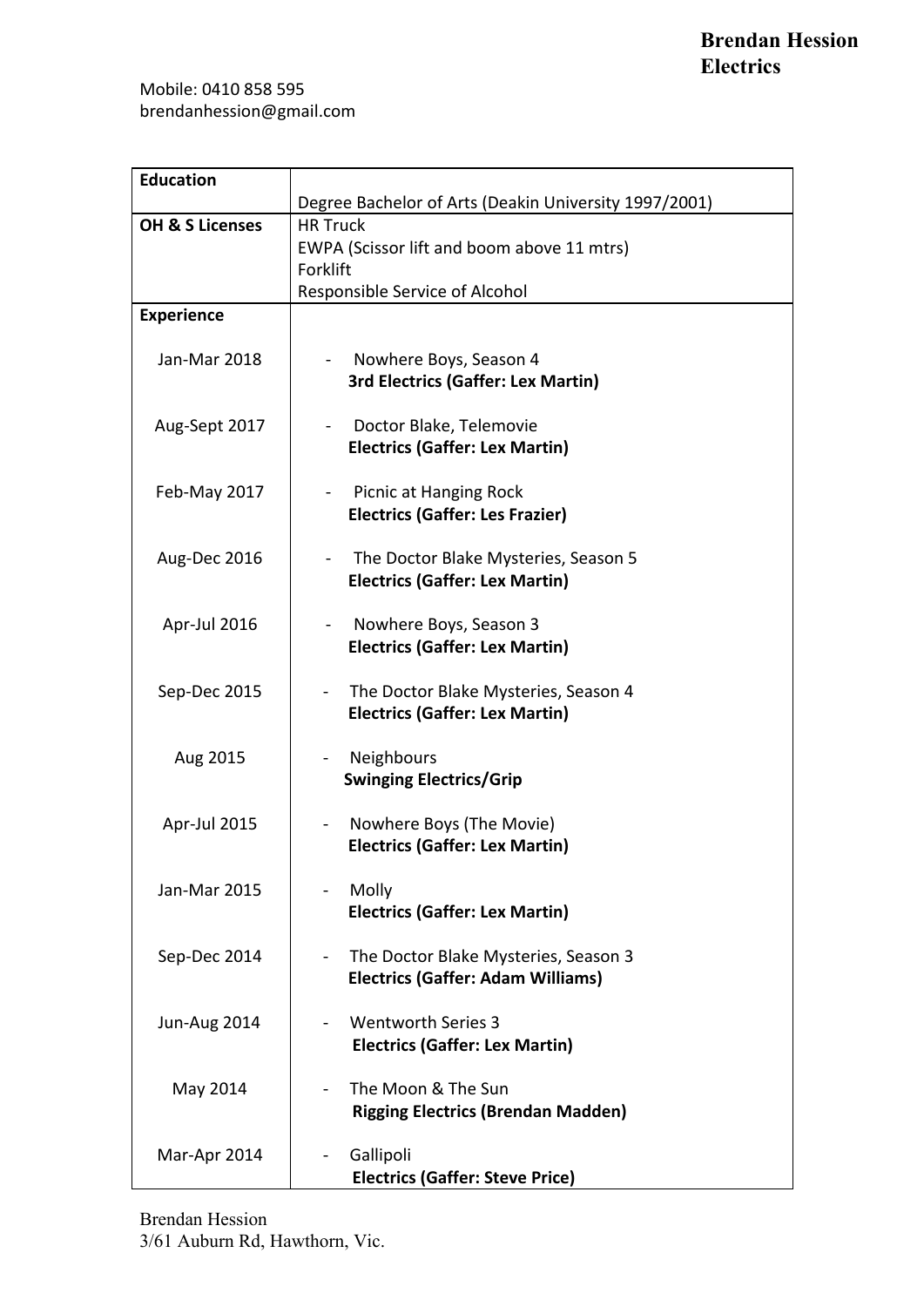# Brendan Hession Electrics

Mobile: 0410 858 595
brendanhession@gmail.com

| **Education** | Degree Bachelor of Arts (Deakin University 1997/2001) |
|---|---|
| **OH & S Licenses** | HR Truck<br>EWPA (Scissor lift and boom above 11 mtrs)<br>Forklift<br>Responsible Service of Alcohol |
| **Experience** | |
| Jan-Mar 2018 | - Nowhere Boys, Season 4<br>**3rd Electrics (Gaffer: Lex Martin)** |
| Aug-Sept 2017 | - Doctor Blake, Telemovie<br>**Electrics (Gaffer: Lex Martin)** |
| Feb-May 2017 | - Picnic at Hanging Rock<br>**Electrics (Gaffer: Les Frazier)** |
| Aug-Dec 2016 | - The Doctor Blake Mysteries, Season 5<br>**Electrics (Gaffer: Lex Martin)** |
| Apr-Jul 2016 | - Nowhere Boys, Season 3<br>**Electrics (Gaffer: Lex Martin)** |
| Sep-Dec 2015 | - The Doctor Blake Mysteries, Season 4<br>**Electrics (Gaffer: Lex Martin)** |
| Aug 2015 | - Neighbours<br>**Swinging Electrics/Grip** |
| Apr-Jul 2015 | - Nowhere Boys (The Movie)<br>**Electrics (Gaffer: Lex Martin)** |
| Jan-Mar 2015 | - Molly<br>**Electrics (Gaffer: Lex Martin)** |
| Sep-Dec 2014 | - The Doctor Blake Mysteries, Season 3<br>**Electrics (Gaffer: Adam Williams)** |
| Jun-Aug 2014 | - Wentworth Series 3<br>**Electrics (Gaffer: Lex Martin)** |
| May 2014 | - The Moon & The Sun<br>**Rigging Electrics (Brendan Madden)** |
| Mar-Apr 2014 | - Gallipoli<br>**Electrics (Gaffer: Steve Price)** |

Brendan Hession
3/61 Auburn Rd, Hawthorn, Vic.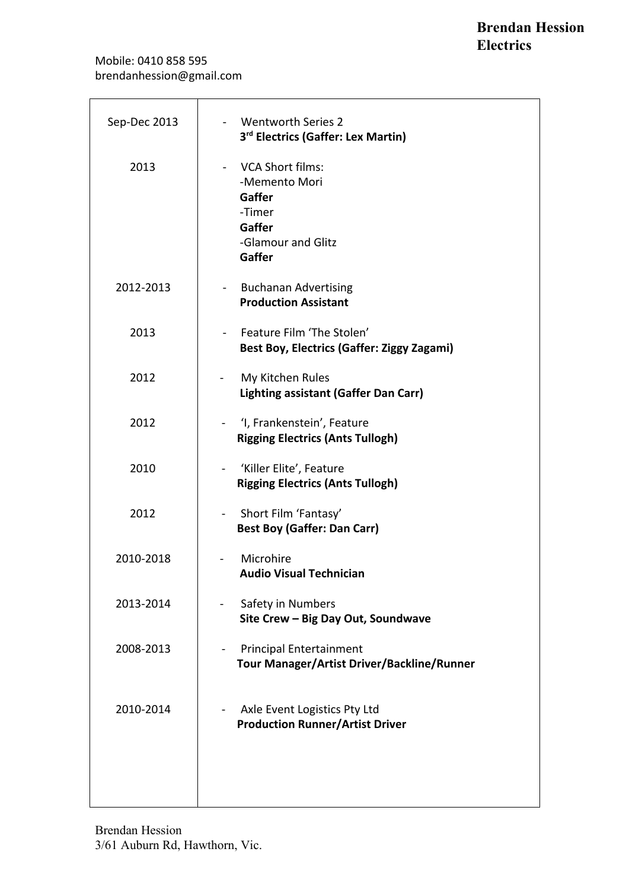**Brendan Hession Electrics**

Mobile: 0410 858 595
brendanhession@gmail.com

| | |
|---|---|
| Sep-Dec 2013 | - Wentworth Series 2<br>**3rd Electrics (Gaffer: Lex Martin)** |
| 2013 | - VCA Short films:<br>-Memento Mori<br>**Gaffer**<br>-Timer<br>**Gaffer**<br>-Glamour and Glitz<br>**Gaffer** |
| 2012-2013 | - Buchanan Advertising<br>**Production Assistant** |
| 2013 | - Feature Film 'The Stolen'<br>**Best Boy, Electrics (Gaffer: Ziggy Zagami)** |
| 2012 | - My Kitchen Rules<br>**Lighting assistant (Gaffer Dan Carr)** |
| 2012 | - 'I, Frankenstein', Feature<br>**Rigging Electrics (Ants Tullogh)** |
| 2010 | - 'Killer Elite', Feature<br>**Rigging Electrics (Ants Tullogh)** |
| 2012 | - Short Film 'Fantasy'<br>**Best Boy (Gaffer: Dan Carr)** |
| 2010-2018 | - Microhire<br>**Audio Visual Technician** |
| 2013-2014 | - Safety in Numbers<br>**Site Crew – Big Day Out, Soundwave** |
| 2008-2013 | - Principal Entertainment<br>**Tour Manager/Artist Driver/Backline/Runner** |
| 2010-2014 | - Axle Event Logistics Pty Ltd<br>**Production Runner/Artist Driver** |

Brendan Hession
3/61 Auburn Rd, Hawthorn, Vic.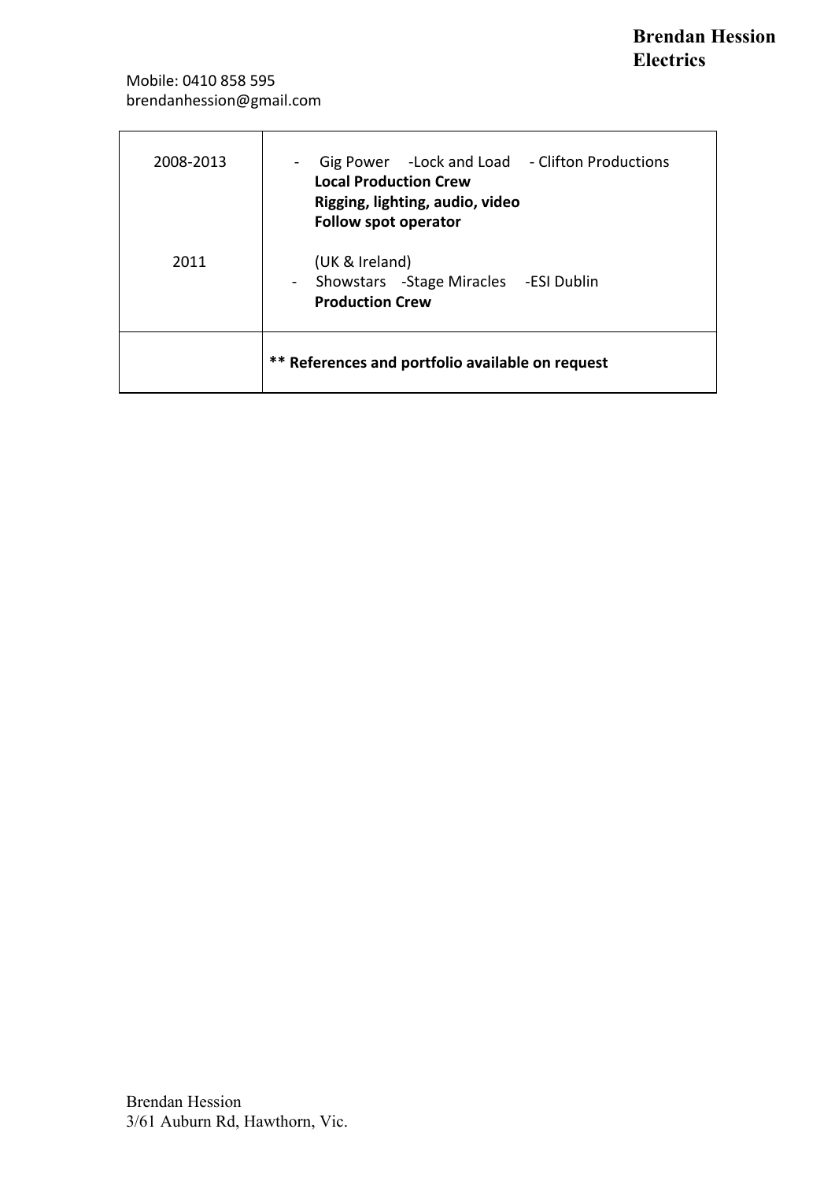| | |
|---|---|
| 2008-2013 | - Gig Power -Lock and Load - Clifton Productions<br>**Local Production Crew**<br>**Rigging, lighting, audio, video**<br>**Follow spot operator** |
| 2011 | (UK & Ireland)<br>- Showstars -Stage Miracles -ESI Dublin<br>**Production Crew** |
| | **** References and portfolio available on request** |